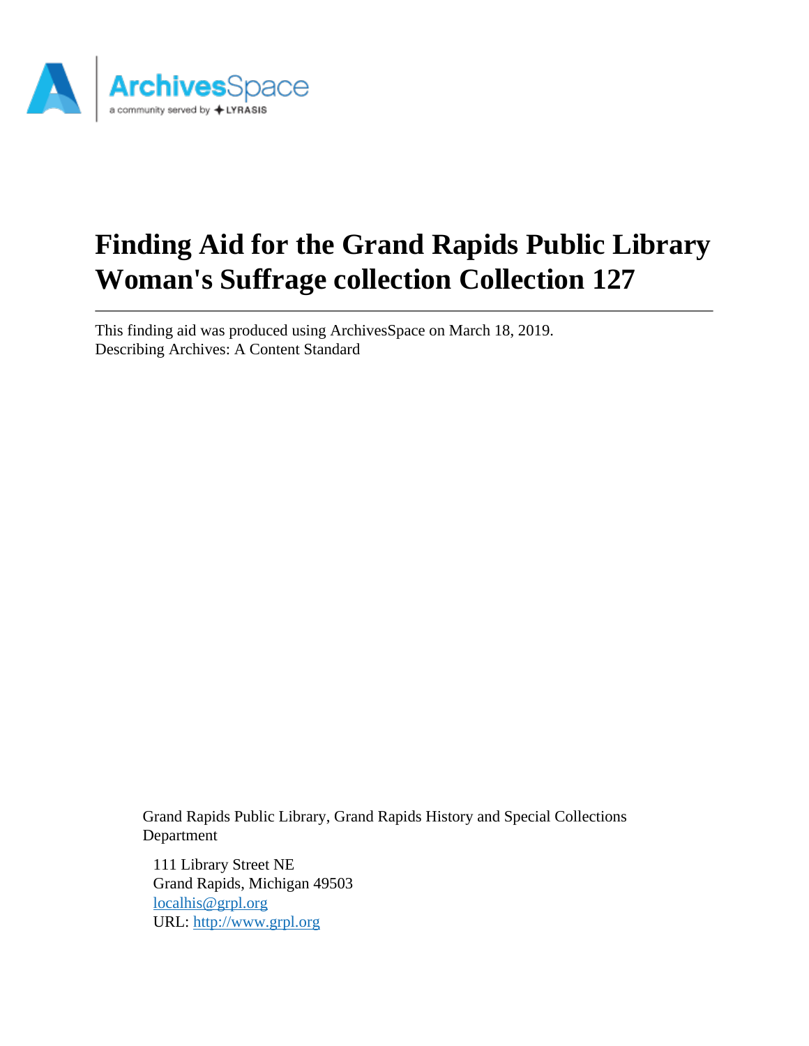# Finding Aid for the Grand Rapids Public Library Woman's Suffrage collection Collection 127

This finding aid was produced using ArchivesSpace on March 18, 2019.
Describing Archives: A Content Standard

Grand Rapids Public Library, Grand Rapids History and Special Collections Department

111 Library Street NE
Grand Rapids, Michigan 49503
localhis@grpl.org
URL: http://www.grpl.org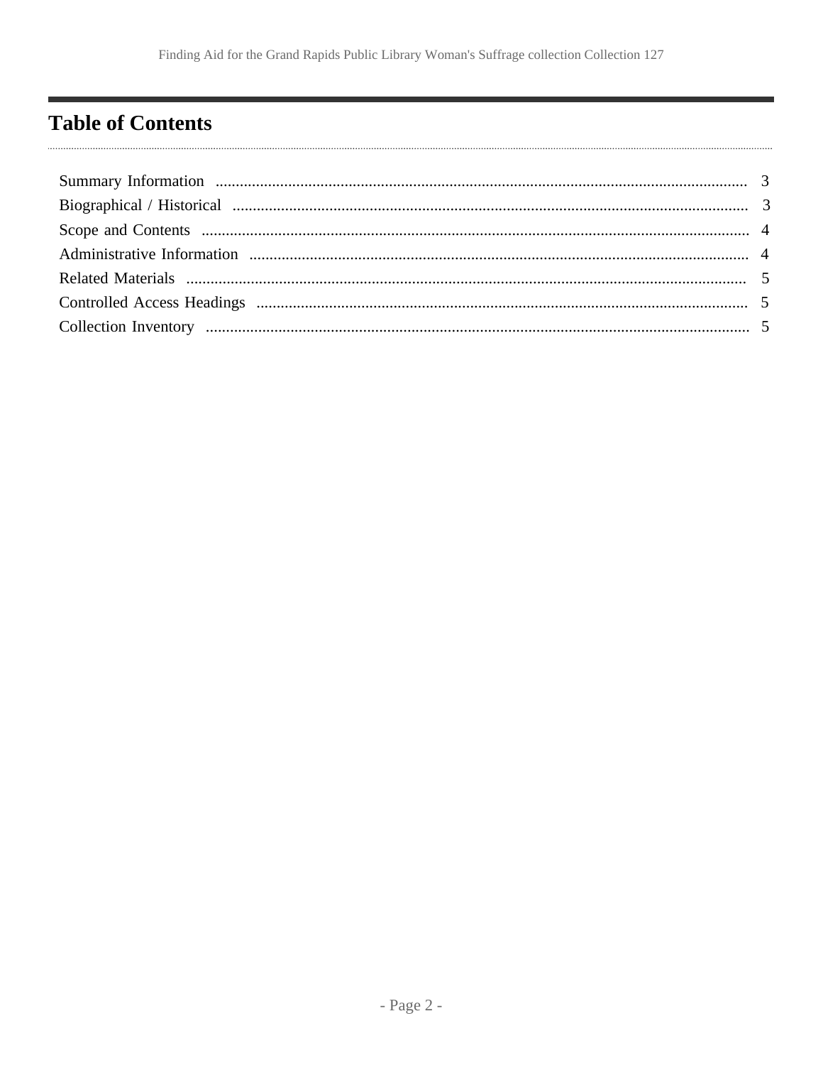# Table of Contents

- Summary Information ..... 3
- Biographical / Historical ..... 3
- Scope and Contents ..... 4
- Administrative Information ..... 4
- Related Materials ..... 5
- Controlled Access Headings ..... 5
- Collection Inventory ..... 5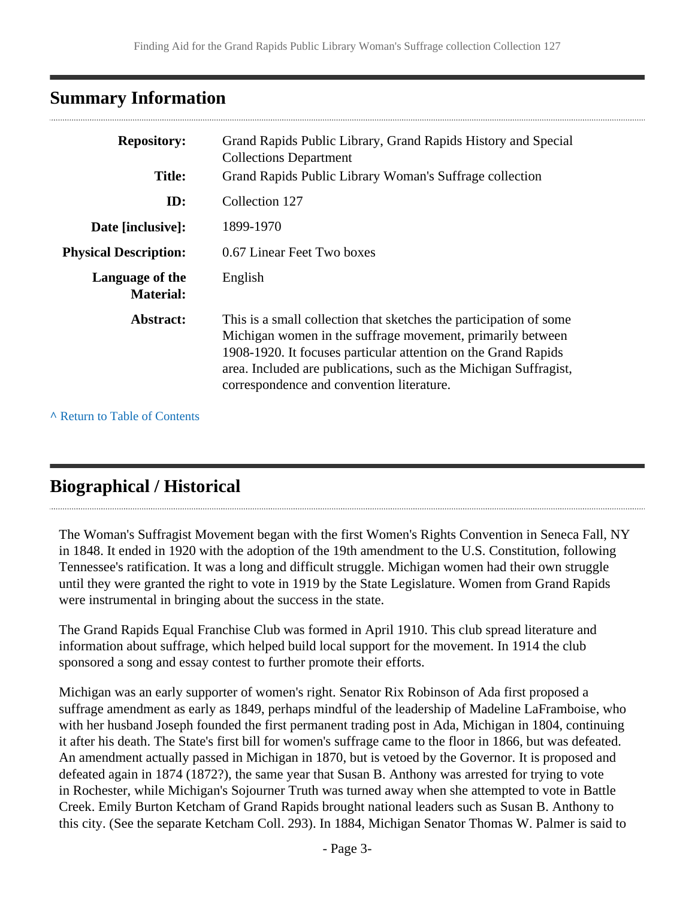## Summary Information

| | |
|---|---|
| **Repository:** | Grand Rapids Public Library, Grand Rapids History and Special Collections Department |
| **Title:** | Grand Rapids Public Library Woman's Suffrage collection |
| **ID:** | Collection 127 |
| **Date [inclusive]:** | 1899-1970 |
| **Physical Description:** | 0.67 Linear Feet Two boxes |
| **Language of the Material:** | English |
| **Abstract:** | This is a small collection that sketches the participation of some Michigan women in the suffrage movement, primarily between 1908-1920. It focuses particular attention on the Grand Rapids area. Included are publications, such as the Michigan Suffragist, correspondence and convention literature. |

^ Return to Table of Contents

## Biographical / Historical

The Woman's Suffragist Movement began with the first Women's Rights Convention in Seneca Fall, NY in 1848. It ended in 1920 with the adoption of the 19th amendment to the U.S. Constitution, following Tennessee's ratification. It was a long and difficult struggle. Michigan women had their own struggle until they were granted the right to vote in 1919 by the State Legislature. Women from Grand Rapids were instrumental in bringing about the success in the state.

The Grand Rapids Equal Franchise Club was formed in April 1910. This club spread literature and information about suffrage, which helped build local support for the movement. In 1914 the club sponsored a song and essay contest to further promote their efforts.

Michigan was an early supporter of women's right. Senator Rix Robinson of Ada first proposed a suffrage amendment as early as 1849, perhaps mindful of the leadership of Madeline LaFramboise, who with her husband Joseph founded the first permanent trading post in Ada, Michigan in 1804, continuing it after his death. The State's first bill for women's suffrage came to the floor in 1866, but was defeated. An amendment actually passed in Michigan in 1870, but is vetoed by the Governor. It is proposed and defeated again in 1874 (1872?), the same year that Susan B. Anthony was arrested for trying to vote in Rochester, while Michigan's Sojourner Truth was turned away when she attempted to vote in Battle Creek. Emily Burton Ketcham of Grand Rapids brought national leaders such as Susan B. Anthony to this city. (See the separate Ketcham Coll. 293). In 1884, Michigan Senator Thomas W. Palmer is said to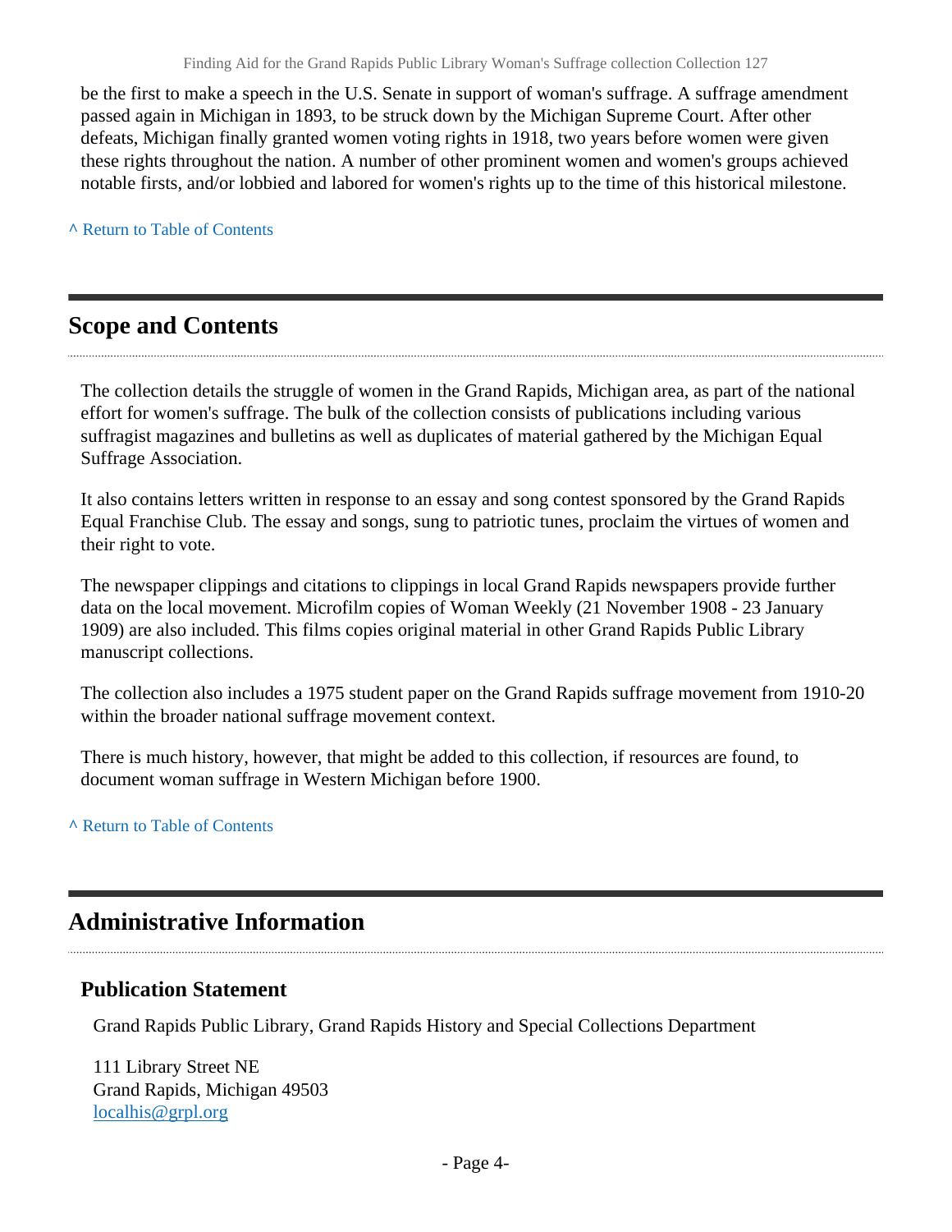be the first to make a speech in the U.S. Senate in support of woman's suffrage. A suffrage amendment passed again in Michigan in 1893, to be struck down by the Michigan Supreme Court. After other defeats, Michigan finally granted women voting rights in 1918, two years before women were given these rights throughout the nation. A number of other prominent women and women's groups achieved notable firsts, and/or lobbied and labored for women's rights up to the time of this historical milestone.

^ Return to Table of Contents

## Scope and Contents

The collection details the struggle of women in the Grand Rapids, Michigan area, as part of the national effort for women's suffrage. The bulk of the collection consists of publications including various suffragist magazines and bulletins as well as duplicates of material gathered by the Michigan Equal Suffrage Association.

It also contains letters written in response to an essay and song contest sponsored by the Grand Rapids Equal Franchise Club. The essay and songs, sung to patriotic tunes, proclaim the virtues of women and their right to vote.

The newspaper clippings and citations to clippings in local Grand Rapids newspapers provide further data on the local movement. Microfilm copies of Woman Weekly (21 November 1908 - 23 January 1909) are also included. This films copies original material in other Grand Rapids Public Library manuscript collections.

The collection also includes a 1975 student paper on the Grand Rapids suffrage movement from 1910-20 within the broader national suffrage movement context.

There is much history, however, that might be added to this collection, if resources are found, to document woman suffrage in Western Michigan before 1900.

^ Return to Table of Contents

## Administrative Information

### Publication Statement

Grand Rapids Public Library, Grand Rapids History and Special Collections Department

111 Library Street NE
Grand Rapids, Michigan 49503
localhis@grpl.org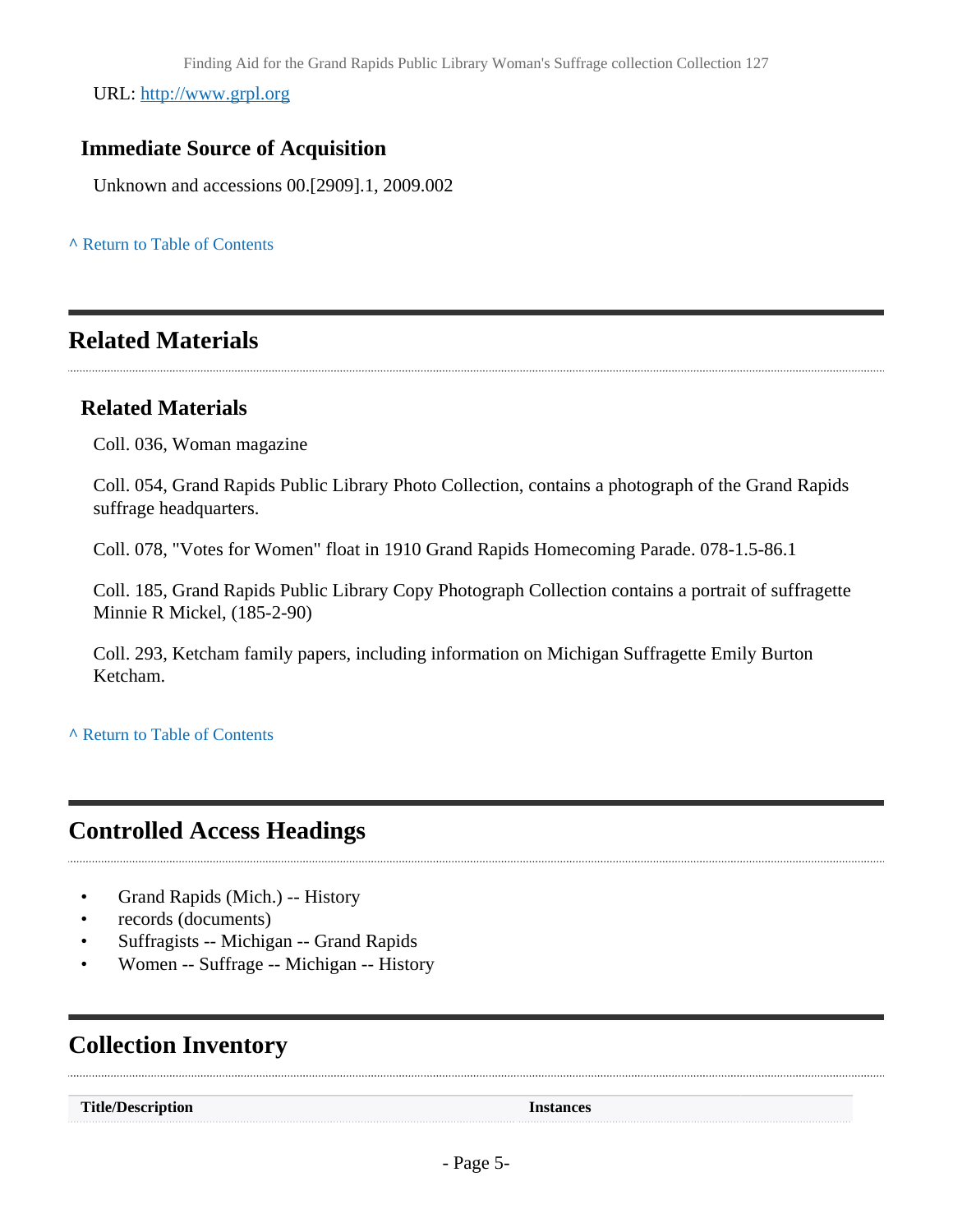URL: [http://www.grpl.org](http://www.grpl.org)

### Immediate Source of Acquisition

Unknown and accessions 00.[2909].1, 2009.002

^ Return to Table of Contents

## Related Materials

### Related Materials

Coll. 036, Woman magazine

Coll. 054, Grand Rapids Public Library Photo Collection, contains a photograph of the Grand Rapids suffrage headquarters.

Coll. 078, "Votes for Women" float in 1910 Grand Rapids Homecoming Parade. 078-1.5-86.1

Coll. 185, Grand Rapids Public Library Copy Photograph Collection contains a portrait of suffragette Minnie R Mickel, (185-2-90)

Coll. 293, Ketcham family papers, including information on Michigan Suffragette Emily Burton Ketcham.

^ Return to Table of Contents

## Controlled Access Headings

- Grand Rapids (Mich.) -- History
- records (documents)
- Suffragists -- Michigan -- Grand Rapids
- Women -- Suffrage -- Michigan -- History

## Collection Inventory

| Title/Description | Instances |
| --- | --- |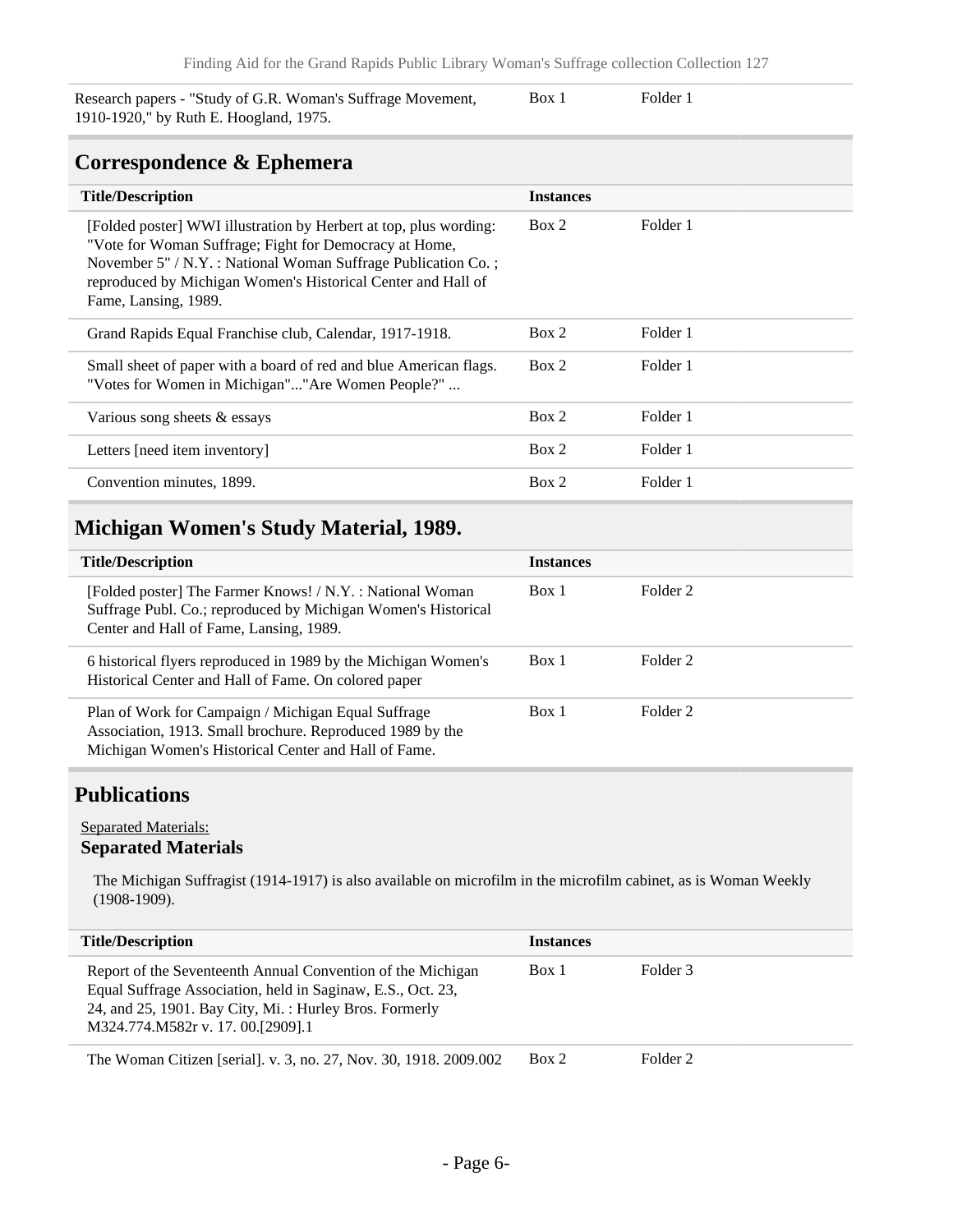| | | |
|---|---|---|
| Research papers - "Study of G.R. Woman's Suffrage Movement, 1910-1920," by Ruth E. Hoogland, 1975. | Box 1 | Folder 1 |

## Correspondence & Ephemera

| Title/Description | Instances | |
|---|---|---|
| [Folded poster] WWI illustration by Herbert at top, plus wording: "Vote for Woman Suffrage; Fight for Democracy at Home, November 5" / N.Y. : National Woman Suffrage Publication Co. ; reproduced by Michigan Women's Historical Center and Hall of Fame, Lansing, 1989. | Box 2 | Folder 1 |
| Grand Rapids Equal Franchise club, Calendar, 1917-1918. | Box 2 | Folder 1 |
| Small sheet of paper with a board of red and blue American flags. "Votes for Women in Michigan"..."Are Women People?" ... | Box 2 | Folder 1 |
| Various song sheets & essays | Box 2 | Folder 1 |
| Letters [need item inventory] | Box 2 | Folder 1 |
| Convention minutes, 1899. | Box 2 | Folder 1 |

## Michigan Women's Study Material, 1989.

| Title/Description | Instances | |
|---|---|---|
| [Folded poster] The Farmer Knows! / N.Y. : National Woman Suffrage Publ. Co.; reproduced by Michigan Women's Historical Center and Hall of Fame, Lansing, 1989. | Box 1 | Folder 2 |
| 6 historical flyers reproduced in 1989 by the Michigan Women's Historical Center and Hall of Fame. On colored paper | Box 1 | Folder 2 |
| Plan of Work for Campaign / Michigan Equal Suffrage Association, 1913. Small brochure. Reproduced 1989 by the Michigan Women's Historical Center and Hall of Fame. | Box 1 | Folder 2 |

## Publications

Separated Materials:

**Separated Materials**

The Michigan Suffragist (1914-1917) is also available on microfilm in the microfilm cabinet, as is Woman Weekly (1908-1909).

| Title/Description | Instances | |
|---|---|---|
| Report of the Seventeenth Annual Convention of the Michigan Equal Suffrage Association, held in Saginaw, E.S., Oct. 23, 24, and 25, 1901. Bay City, Mi. : Hurley Bros. Formerly M324.774.M582r v. 17. 00.[2909].1 | Box 1 | Folder 3 |
| The Woman Citizen [serial]. v. 3, no. 27, Nov. 30, 1918. 2009.002 | Box 2 | Folder 2 |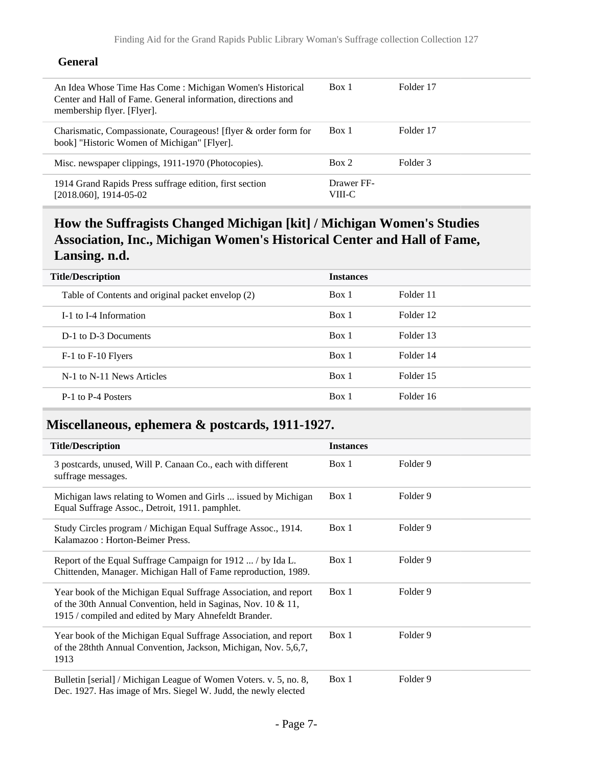### General

| | | |
|---|---|---|
| An Idea Whose Time Has Come : Michigan Women's Historical Center and Hall of Fame. General information, directions and membership flyer. [Flyer]. | Box 1 | Folder 17 |
| Charismatic, Compassionate, Courageous! [flyer & order form for book] "Historic Women of Michigan" [Flyer]. | Box 1 | Folder 17 |
| Misc. newspaper clippings, 1911-1970 (Photocopies). | Box 2 | Folder 3 |
| 1914 Grand Rapids Press suffrage edition, first section [2018.060], 1914-05-02 | Drawer FF-VIII-C | |

## How the Suffragists Changed Michigan [kit] / Michigan Women's Studies Association, Inc., Michigan Women's Historical Center and Hall of Fame, Lansing. n.d.

| Title/Description | Instances | |
|---|---|---|
| Table of Contents and original packet envelop (2) | Box 1 | Folder 11 |
| I-1 to I-4 Information | Box 1 | Folder 12 |
| D-1 to D-3 Documents | Box 1 | Folder 13 |
| F-1 to F-10 Flyers | Box 1 | Folder 14 |
| N-1 to N-11 News Articles | Box 1 | Folder 15 |
| P-1 to P-4 Posters | Box 1 | Folder 16 |

## Miscellaneous, ephemera & postcards, 1911-1927.

| Title/Description | Instances | |
|---|---|---|
| 3 postcards, unused, Will P. Canaan Co., each with different suffrage messages. | Box 1 | Folder 9 |
| Michigan laws relating to Women and Girls ... issued by Michigan Equal Suffrage Assoc., Detroit, 1911. pamphlet. | Box 1 | Folder 9 |
| Study Circles program / Michigan Equal Suffrage Assoc., 1914. Kalamazoo : Horton-Beimer Press. | Box 1 | Folder 9 |
| Report of the Equal Suffrage Campaign for 1912 ... / by Ida L. Chittenden, Manager. Michigan Hall of Fame reproduction, 1989. | Box 1 | Folder 9 |
| Year book of the Michigan Equal Suffrage Association, and report of the 30th Annual Convention, held in Saginas, Nov. 10 & 11, 1915 / compiled and edited by Mary Ahnefeldt Brander. | Box 1 | Folder 9 |
| Year book of the Michigan Equal Suffrage Association, and report of the 28thth Annual Convention, Jackson, Michigan, Nov. 5,6,7, 1913 | Box 1 | Folder 9 |
| Bulletin [serial] / Michigan League of Women Voters. v. 5, no. 8, Dec. 1927. Has image of Mrs. Siegel W. Judd, the newly elected | Box 1 | Folder 9 |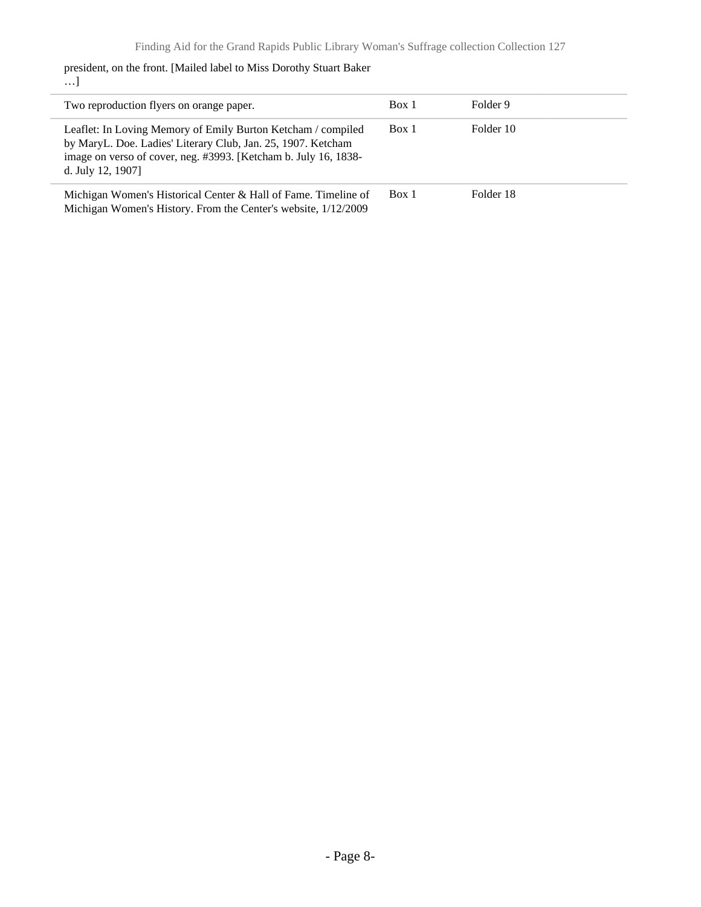president, on the front. [Mailed label to Miss Dorothy Stuart Baker …]

| | | |
|---|---|---|
| Two reproduction flyers on orange paper. | Box 1 | Folder 9 |
| Leaflet: In Loving Memory of Emily Burton Ketcham / compiled by MaryL. Doe. Ladies' Literary Club, Jan. 25, 1907. Ketcham image on verso of cover, neg. #3993. [Ketcham b. July 16, 1838- d. July 12, 1907] | Box 1 | Folder 10 |
| Michigan Women's Historical Center & Hall of Fame. Timeline of Michigan Women's History. From the Center's website, 1/12/2009 | Box 1 | Folder 18 |